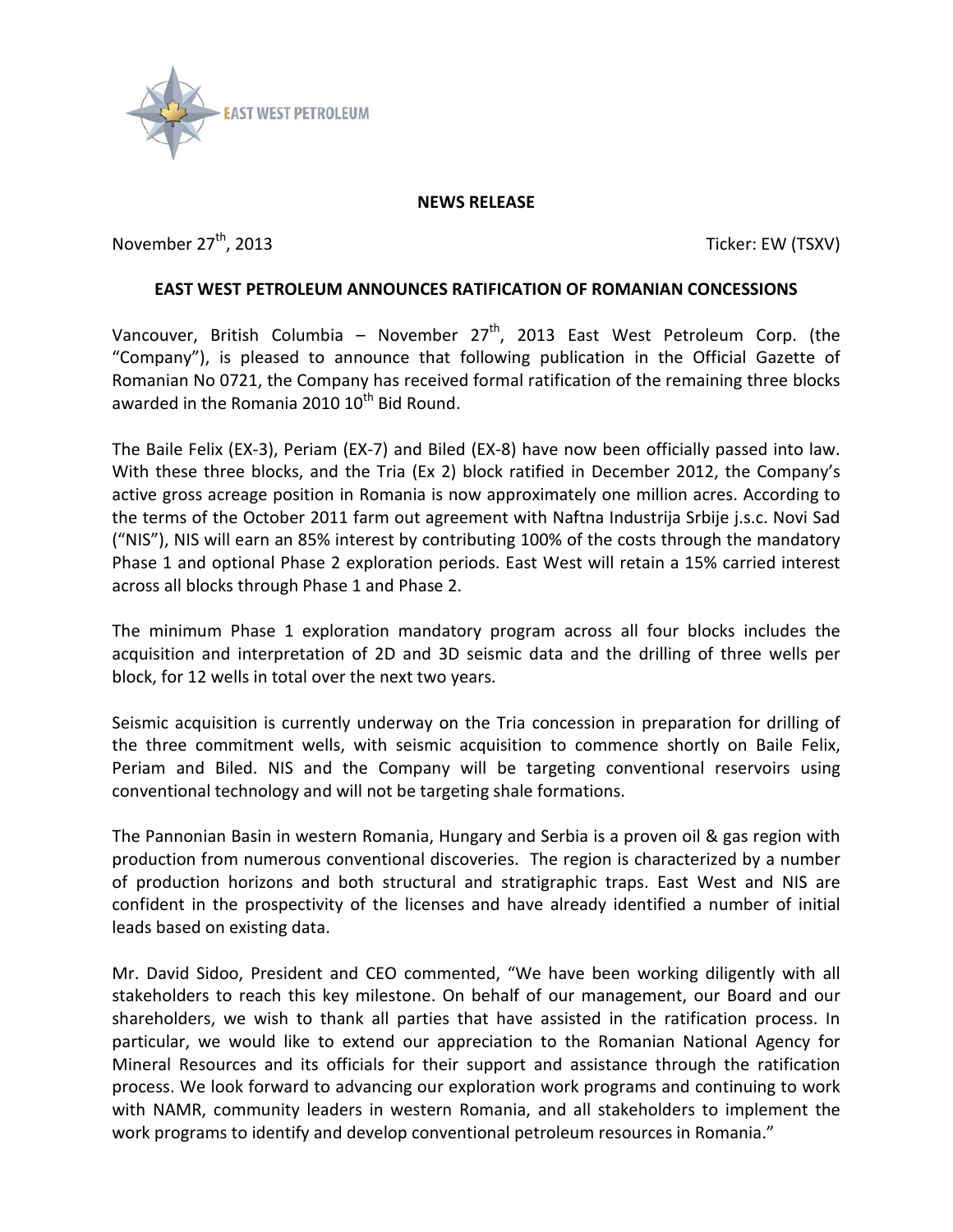EAST WEST PETROLEUM

**NEWS RELEASE**

November 27th, 2013 Ticker: EW (TSXV)

# EAST WEST PETROLEUM ANNOUNCES RATIFICATION OF ROMANIAN CONCESSIONS

Vancouver, British Columbia – November 27th, 2013 East West Petroleum Corp. (the "Company"), is pleased to announce that following publication in the Official Gazette of Romanian No 0721, the Company has received formal ratification of the remaining three blocks awarded in the Romania 2010 10th Bid Round.

The Baile Felix (EX-3), Periam (EX-7) and Biled (EX-8) have now been officially passed into law. With these three blocks, and the Tria (Ex 2) block ratified in December 2012, the Company's active gross acreage position in Romania is now approximately one million acres. According to the terms of the October 2011 farm out agreement with Naftna Industrija Srbije j.s.c. Novi Sad ("NIS"), NIS will earn an 85% interest by contributing 100% of the costs through the mandatory Phase 1 and optional Phase 2 exploration periods. East West will retain a 15% carried interest across all blocks through Phase 1 and Phase 2.

The minimum Phase 1 exploration mandatory program across all four blocks includes the acquisition and interpretation of 2D and 3D seismic data and the drilling of three wells per block, for 12 wells in total over the next two years.

Seismic acquisition is currently underway on the Tria concession in preparation for drilling of the three commitment wells, with seismic acquisition to commence shortly on Baile Felix, Periam and Biled. NIS and the Company will be targeting conventional reservoirs using conventional technology and will not be targeting shale formations.

The Pannonian Basin in western Romania, Hungary and Serbia is a proven oil & gas region with production from numerous conventional discoveries. The region is characterized by a number of production horizons and both structural and stratigraphic traps. East West and NIS are confident in the prospectivity of the licenses and have already identified a number of initial leads based on existing data.

Mr. David Sidoo, President and CEO commented, "We have been working diligently with all stakeholders to reach this key milestone. On behalf of our management, our Board and our shareholders, we wish to thank all parties that have assisted in the ratification process. In particular, we would like to extend our appreciation to the Romanian National Agency for Mineral Resources and its officials for their support and assistance through the ratification process. We look forward to advancing our exploration work programs and continuing to work with NAMR, community leaders in western Romania, and all stakeholders to implement the work programs to identify and develop conventional petroleum resources in Romania."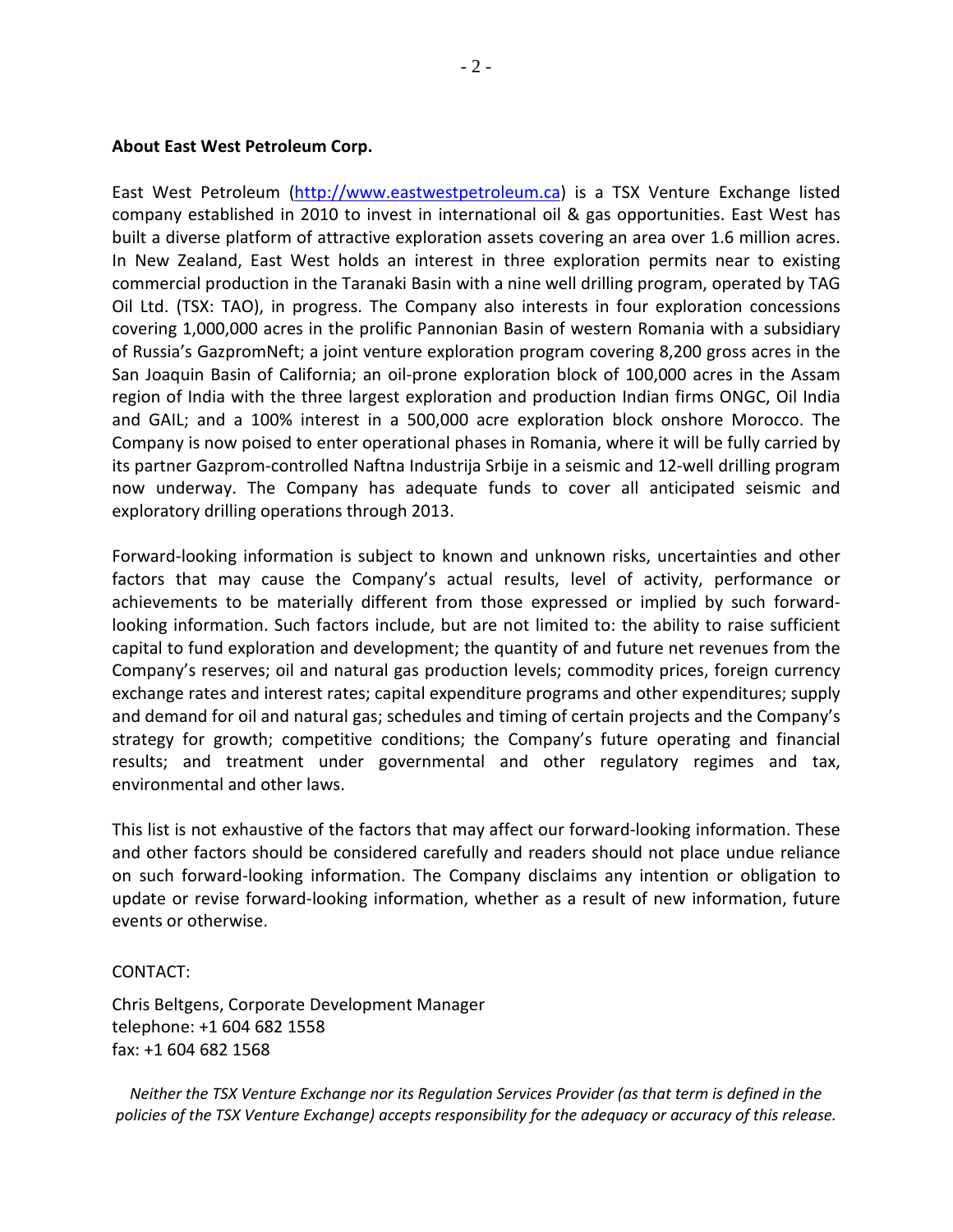**About East West Petroleum Corp.**

East West Petroleum (http://www.eastwestpetroleum.ca) is a TSX Venture Exchange listed company established in 2010 to invest in international oil & gas opportunities. East West has built a diverse platform of attractive exploration assets covering an area over 1.6 million acres. In New Zealand, East West holds an interest in three exploration permits near to existing commercial production in the Taranaki Basin with a nine well drilling program, operated by TAG Oil Ltd. (TSX: TAO), in progress. The Company also interests in four exploration concessions covering 1,000,000 acres in the prolific Pannonian Basin of western Romania with a subsidiary of Russia's GazpromNeft; a joint venture exploration program covering 8,200 gross acres in the San Joaquin Basin of California; an oil-prone exploration block of 100,000 acres in the Assam region of India with the three largest exploration and production Indian firms ONGC, Oil India and GAIL; and a 100% interest in a 500,000 acre exploration block onshore Morocco. The Company is now poised to enter operational phases in Romania, where it will be fully carried by its partner Gazprom-controlled Naftna Industrija Srbije in a seismic and 12-well drilling program now underway. The Company has adequate funds to cover all anticipated seismic and exploratory drilling operations through 2013.

Forward-looking information is subject to known and unknown risks, uncertainties and other factors that may cause the Company's actual results, level of activity, performance or achievements to be materially different from those expressed or implied by such forward-looking information. Such factors include, but are not limited to: the ability to raise sufficient capital to fund exploration and development; the quantity of and future net revenues from the Company's reserves; oil and natural gas production levels; commodity prices, foreign currency exchange rates and interest rates; capital expenditure programs and other expenditures; supply and demand for oil and natural gas; schedules and timing of certain projects and the Company's strategy for growth; competitive conditions; the Company's future operating and financial results; and treatment under governmental and other regulatory regimes and tax, environmental and other laws.

This list is not exhaustive of the factors that may affect our forward-looking information. These and other factors should be considered carefully and readers should not place undue reliance on such forward-looking information. The Company disclaims any intention or obligation to update or revise forward-looking information, whether as a result of new information, future events or otherwise.

CONTACT:

Chris Beltgens, Corporate Development Manager
telephone: +1 604 682 1558
fax: +1 604 682 1568

*Neither the TSX Venture Exchange nor its Regulation Services Provider (as that term is defined in the policies of the TSX Venture Exchange) accepts responsibility for the adequacy or accuracy of this release.*